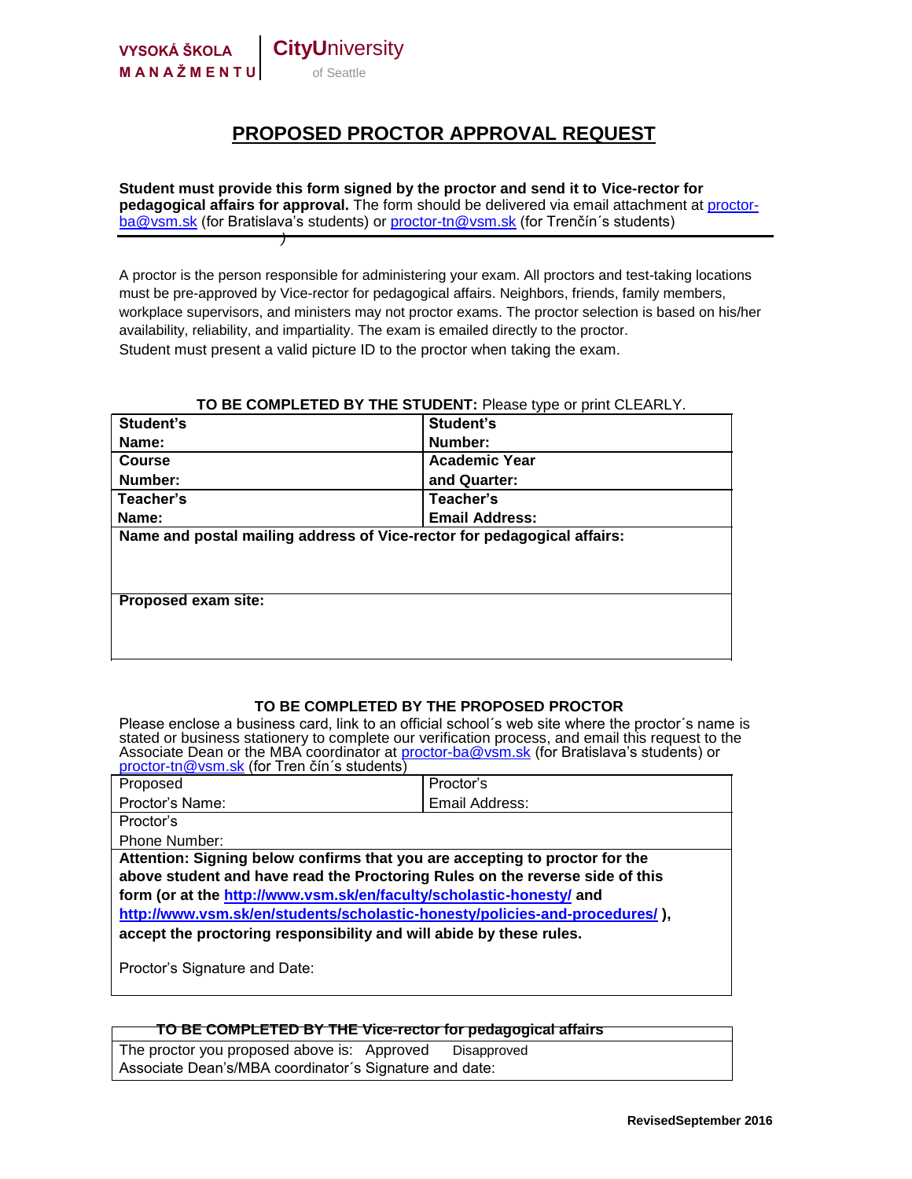VYSOKÁ ŠKOLA MANAŽMENTU | CityUniversity of Seattle

# PROPOSED PROCTOR APPROVAL REQUEST

**Student must provide this form signed by the proctor and send it to Vice-rector for pedagogical affairs for approval.** The form should be delivered via email attachment at proctor-ba@vsm.sk (for Bratislava's students) or proctor-tn@vsm.sk (for Trenčín´s students)

A proctor is the person responsible for administering your exam. All proctors and test-taking locations must be pre-approved by Vice-rector for pedagogical affairs. Neighbors, friends, family members, workplace supervisors, and ministers may not proctor exams. The proctor selection is based on his/her availability, reliability, and impartiality. The exam is emailed directly to the proctor.
Student must present a valid picture ID to the proctor when taking the exam.

**TO BE COMPLETED BY THE STUDENT:** Please type or print CLEARLY.

| **Student's Name:** | **Student's Number:** |
|---|---|
| **Course Number:** | **Academic Year and Quarter:** |
| **Teacher's Name:** | **Teacher's Email Address:** |
| **Name and postal mailing address of Vice-rector for pedagogical affairs:** | |
| **Proposed exam site:** | |

**TO BE COMPLETED BY THE PROPOSED PROCTOR**

Please enclose a business card, link to an official school´s web site where the proctor´s name is stated or business stationery to complete our verification process, and email this request to the Associate Dean or the MBA coordinator at proctor-ba@vsm.sk (for Bratislava's students) or proctor-tn@vsm.sk (for Tren čín´s students)

| Proposed Proctor's Name: | Proctor's Email Address: |
|---|---|
| Proctor's Phone Number: | |
| **Attention: Signing below confirms that you are accepting to proctor for the above student and have read the Proctoring Rules on the reverse side of this form (or at the http://www.vsm.sk/en/faculty/scholastic-honesty/ and http://www.vsm.sk/en/students/scholastic-honesty/policies-and-procedures/ ), accept the proctoring responsibility and will abide by these rules.** Proctor's Signature and Date: | |

| ~~**TO BE COMPLETED BY THE Vice-rector for pedagogical affairs**~~ |
|---|
| The proctor you proposed above is: Approved Disapproved |
| Associate Dean's/MBA coordinator´s Signature and date: |

RevisedSeptember 2016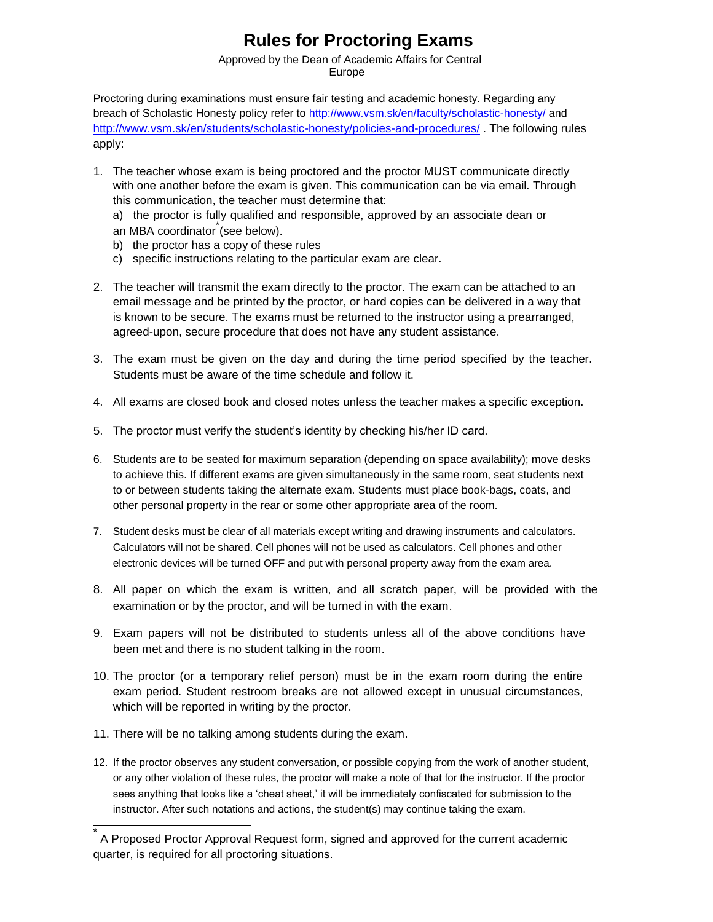# Rules for Proctoring Exams

Approved by the Dean of Academic Affairs for Central Europe

Proctoring during examinations must ensure fair testing and academic honesty. Regarding any breach of Scholastic Honesty policy refer to http://www.vsm.sk/en/faculty/scholastic-honesty/ and http://www.vsm.sk/en/students/scholastic-honesty/policies-and-procedures/ . The following rules apply:

1. The teacher whose exam is being proctored and the proctor MUST communicate directly with one another before the exam is given. This communication can be via email. Through this communication, the teacher must determine that:
   a) the proctor is fully qualified and responsible, approved by an associate dean or an MBA coordinator* (see below).
   b) the proctor has a copy of these rules
   c) specific instructions relating to the particular exam are clear.

2. The teacher will transmit the exam directly to the proctor. The exam can be attached to an email message and be printed by the proctor, or hard copies can be delivered in a way that is known to be secure. The exams must be returned to the instructor using a prearranged, agreed-upon, secure procedure that does not have any student assistance.

3. The exam must be given on the day and during the time period specified by the teacher. Students must be aware of the time schedule and follow it.

4. All exams are closed book and closed notes unless the teacher makes a specific exception.

5. The proctor must verify the student's identity by checking his/her ID card.

6. Students are to be seated for maximum separation (depending on space availability); move desks to achieve this. If different exams are given simultaneously in the same room, seat students next to or between students taking the alternate exam. Students must place book-bags, coats, and other personal property in the rear or some other appropriate area of the room.

7. Student desks must be clear of all materials except writing and drawing instruments and calculators. Calculators will not be shared. Cell phones will not be used as calculators. Cell phones and other electronic devices will be turned OFF and put with personal property away from the exam area.

8. All paper on which the exam is written, and all scratch paper, will be provided with the examination or by the proctor, and will be turned in with the exam.

9. Exam papers will not be distributed to students unless all of the above conditions have been met and there is no student talking in the room.

10. The proctor (or a temporary relief person) must be in the exam room during the entire exam period. Student restroom breaks are not allowed except in unusual circumstances, which will be reported in writing by the proctor.

11. There will be no talking among students during the exam.

12. If the proctor observes any student conversation, or possible copying from the work of another student, or any other violation of these rules, the proctor will make a note of that for the instructor. If the proctor sees anything that looks like a 'cheat sheet,' it will be immediately confiscated for submission to the instructor. After such notations and actions, the student(s) may continue taking the exam.

---

* A Proposed Proctor Approval Request form, signed and approved for the current academic quarter, is required for all proctoring situations.